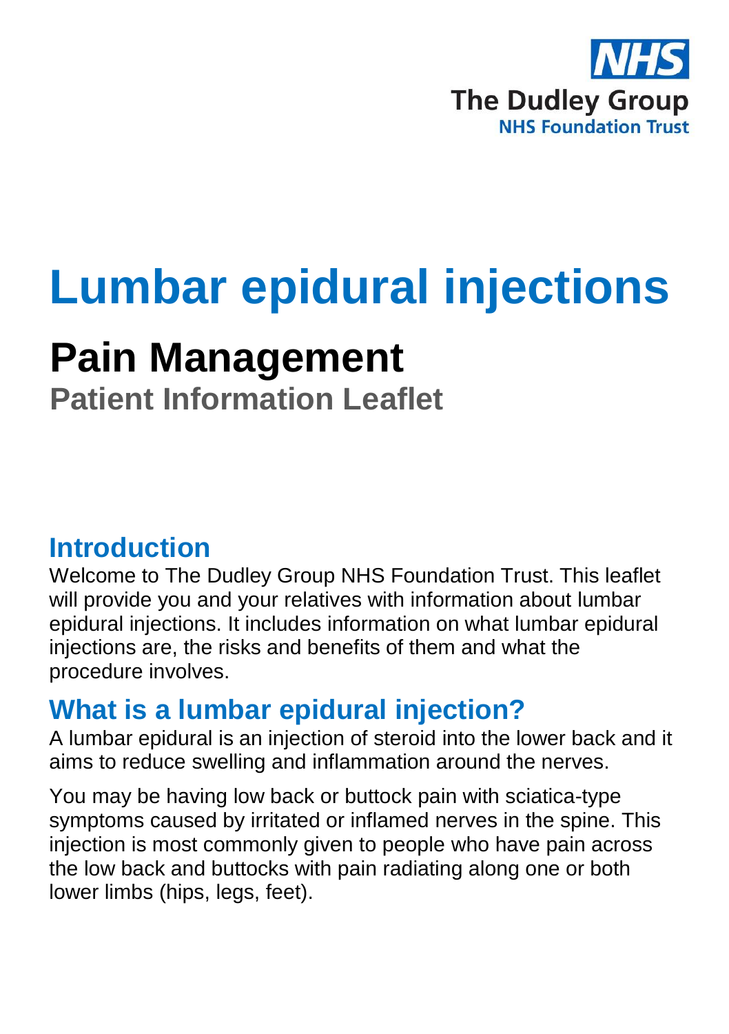NHS
The Dudley Group
NHS Foundation Trust

# Lumbar epidural injections

## Pain Management

### Patient Information Leaflet

## Introduction

Welcome to The Dudley Group NHS Foundation Trust. This leaflet will provide you and your relatives with information about lumbar epidural injections. It includes information on what lumbar epidural injections are, the risks and benefits of them and what the procedure involves.

## What is a lumbar epidural injection?

A lumbar epidural is an injection of steroid into the lower back and it aims to reduce swelling and inflammation around the nerves.

You may be having low back or buttock pain with sciatica-type symptoms caused by irritated or inflamed nerves in the spine. This injection is most commonly given to people who have pain across the low back and buttocks with pain radiating along one or both lower limbs (hips, legs, feet).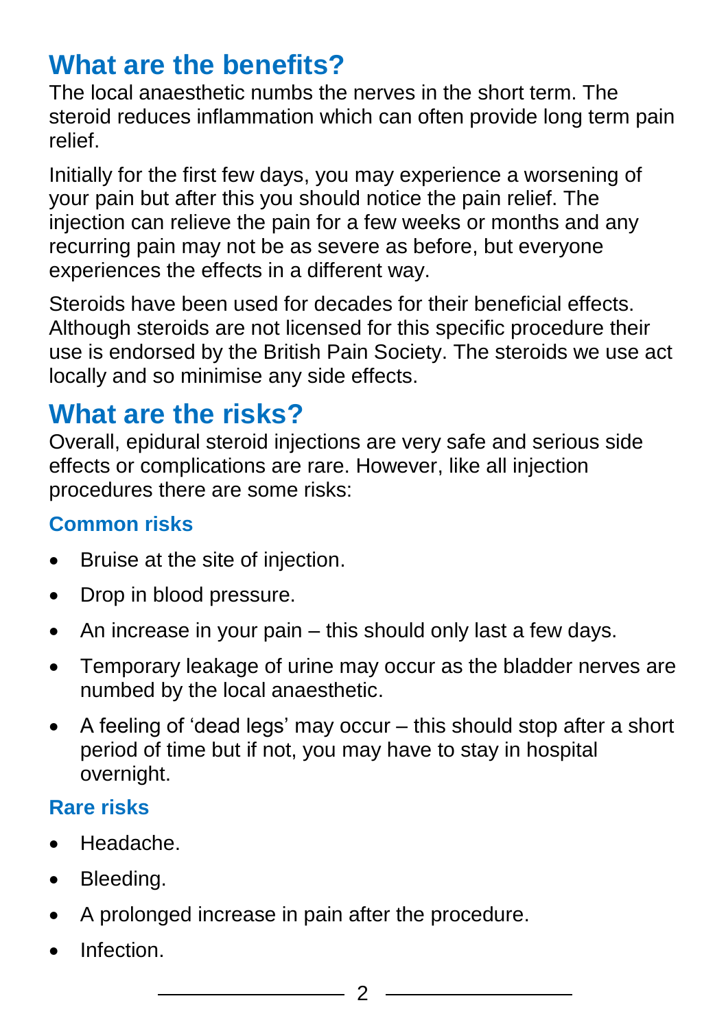## What are the benefits?

The local anaesthetic numbs the nerves in the short term. The steroid reduces inflammation which can often provide long term pain relief.

Initially for the first few days, you may experience a worsening of your pain but after this you should notice the pain relief. The injection can relieve the pain for a few weeks or months and any recurring pain may not be as severe as before, but everyone experiences the effects in a different way.

Steroids have been used for decades for their beneficial effects. Although steroids are not licensed for this specific procedure their use is endorsed by the British Pain Society. The steroids we use act locally and so minimise any side effects.

## What are the risks?

Overall, epidural steroid injections are very safe and serious side effects or complications are rare. However, like all injection procedures there are some risks:

### Common risks

- Bruise at the site of injection.
- Drop in blood pressure.
- An increase in your pain – this should only last a few days.
- Temporary leakage of urine may occur as the bladder nerves are numbed by the local anaesthetic.
- A feeling of 'dead legs' may occur – this should stop after a short period of time but if not, you may have to stay in hospital overnight.

### Rare risks

- Headache.
- Bleeding.
- A prolonged increase in pain after the procedure.
- Infection.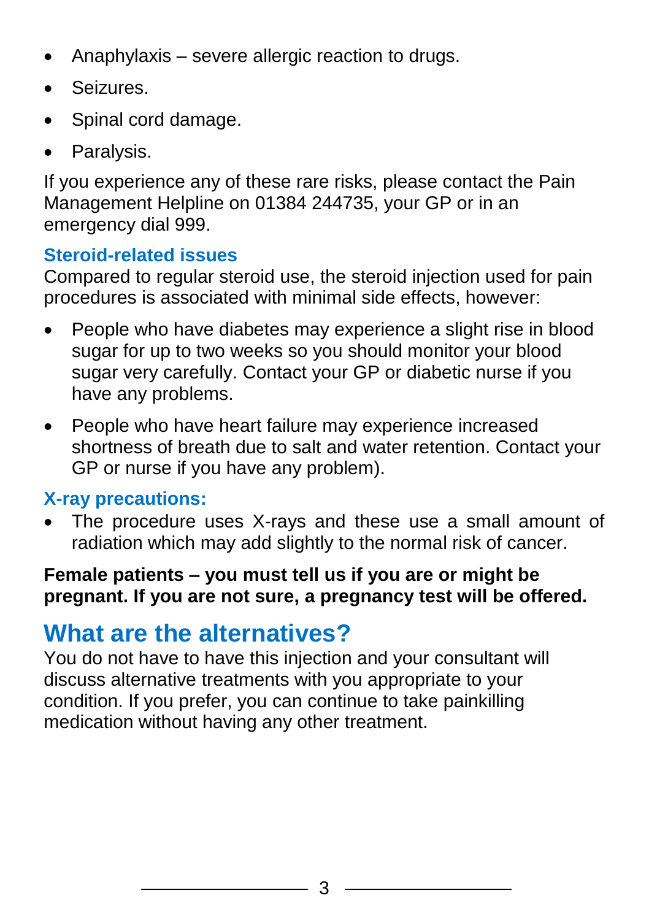- Anaphylaxis – severe allergic reaction to drugs.
- Seizures.
- Spinal cord damage.
- Paralysis.

If you experience any of these rare risks, please contact the Pain Management Helpline on 01384 244735, your GP or in an emergency dial 999.

### Steroid-related issues

Compared to regular steroid use, the steroid injection used for pain procedures is associated with minimal side effects, however:

- People who have diabetes may experience a slight rise in blood sugar for up to two weeks so you should monitor your blood sugar very carefully. Contact your GP or diabetic nurse if you have any problems.
- People who have heart failure may experience increased shortness of breath due to salt and water retention. Contact your GP or nurse if you have any problem).

### X-ray precautions:

- The procedure uses X-rays and these use a small amount of radiation which may add slightly to the normal risk of cancer.

**Female patients – you must tell us if you are or might be pregnant. If you are not sure, a pregnancy test will be offered.**

## What are the alternatives?

You do not have to have this injection and your consultant will discuss alternative treatments with you appropriate to your condition. If you prefer, you can continue to take painkilling medication without having any other treatment.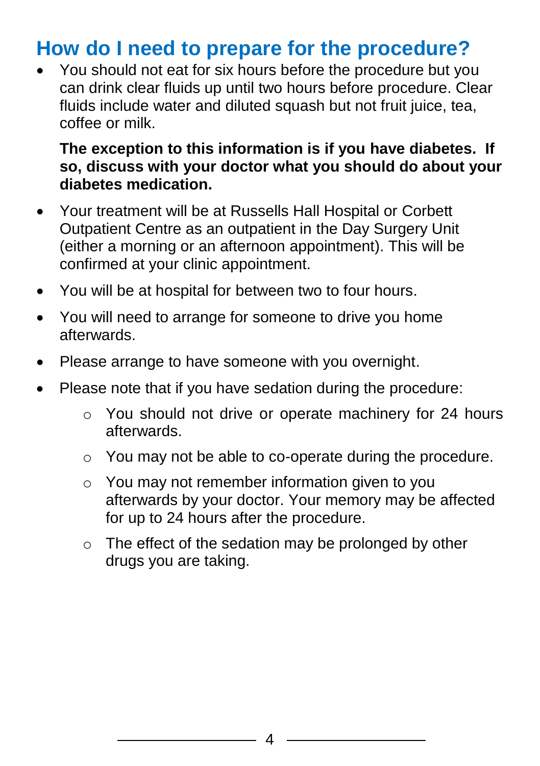## How do I need to prepare for the procedure?

- You should not eat for six hours before the procedure but you can drink clear fluids up until two hours before procedure. Clear fluids include water and diluted squash but not fruit juice, tea, coffee or milk.

  **The exception to this information is if you have diabetes. If so, discuss with your doctor what you should do about your diabetes medication.**

- Your treatment will be at Russells Hall Hospital or Corbett Outpatient Centre as an outpatient in the Day Surgery Unit (either a morning or an afternoon appointment). This will be confirmed at your clinic appointment.
- You will be at hospital for between two to four hours.
- You will need to arrange for someone to drive you home afterwards.
- Please arrange to have someone with you overnight.
- Please note that if you have sedation during the procedure:
  - You should not drive or operate machinery for 24 hours afterwards.
  - You may not be able to co-operate during the procedure.
  - You may not remember information given to you afterwards by your doctor. Your memory may be affected for up to 24 hours after the procedure.
  - The effect of the sedation may be prolonged by other drugs you are taking.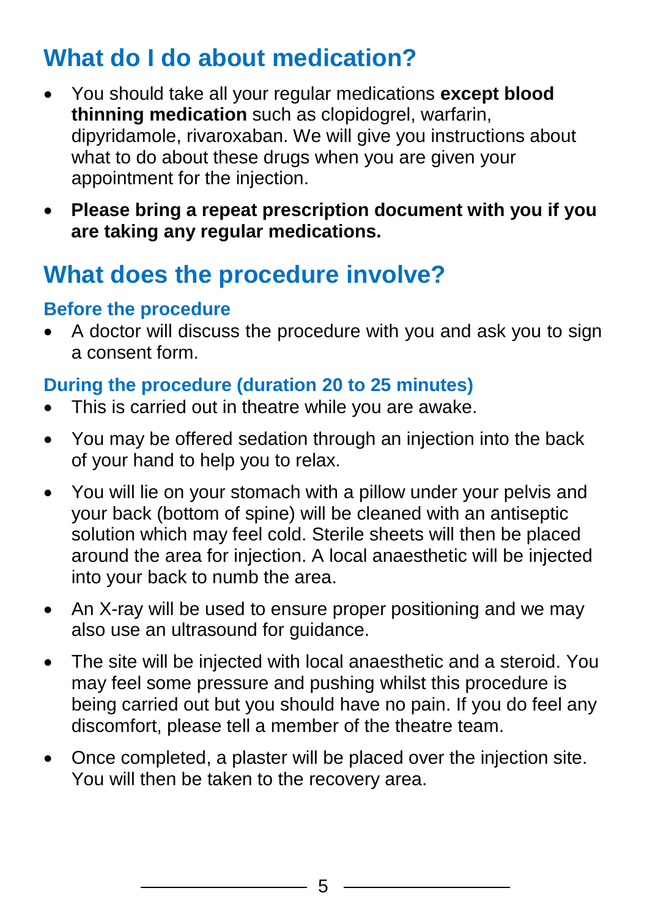## What do I do about medication?

- You should take all your regular medications **except blood thinning medication** such as clopidogrel, warfarin, dipyridamole, rivaroxaban. We will give you instructions about what to do about these drugs when you are given your appointment for the injection.
- **Please bring a repeat prescription document with you if you are taking any regular medications.**

## What does the procedure involve?

### Before the procedure

- A doctor will discuss the procedure with you and ask you to sign a consent form.

### During the procedure (duration 20 to 25 minutes)

- This is carried out in theatre while you are awake.
- You may be offered sedation through an injection into the back of your hand to help you to relax.
- You will lie on your stomach with a pillow under your pelvis and your back (bottom of spine) will be cleaned with an antiseptic solution which may feel cold. Sterile sheets will then be placed around the area for injection. A local anaesthetic will be injected into your back to numb the area.
- An X-ray will be used to ensure proper positioning and we may also use an ultrasound for guidance.
- The site will be injected with local anaesthetic and a steroid. You may feel some pressure and pushing whilst this procedure is being carried out but you should have no pain. If you do feel any discomfort, please tell a member of the theatre team.
- Once completed, a plaster will be placed over the injection site. You will then be taken to the recovery area.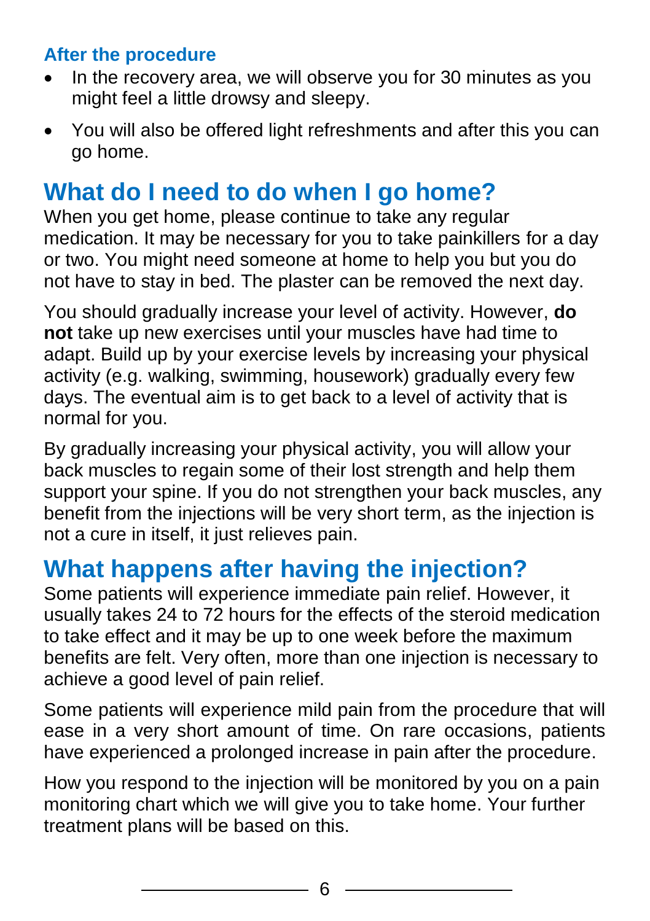### After the procedure

- In the recovery area, we will observe you for 30 minutes as you might feel a little drowsy and sleepy.
- You will also be offered light refreshments and after this you can go home.

## What do I need to do when I go home?

When you get home, please continue to take any regular medication. It may be necessary for you to take painkillers for a day or two. You might need someone at home to help you but you do not have to stay in bed. The plaster can be removed the next day.

You should gradually increase your level of activity. However, **do not** take up new exercises until your muscles have had time to adapt. Build up by your exercise levels by increasing your physical activity (e.g. walking, swimming, housework) gradually every few days. The eventual aim is to get back to a level of activity that is normal for you.

By gradually increasing your physical activity, you will allow your back muscles to regain some of their lost strength and help them support your spine. If you do not strengthen your back muscles, any benefit from the injections will be very short term, as the injection is not a cure in itself, it just relieves pain.

## What happens after having the injection?

Some patients will experience immediate pain relief. However, it usually takes 24 to 72 hours for the effects of the steroid medication to take effect and it may be up to one week before the maximum benefits are felt. Very often, more than one injection is necessary to achieve a good level of pain relief.

Some patients will experience mild pain from the procedure that will ease in a very short amount of time. On rare occasions, patients have experienced a prolonged increase in pain after the procedure.

How you respond to the injection will be monitored by you on a pain monitoring chart which we will give you to take home. Your further treatment plans will be based on this.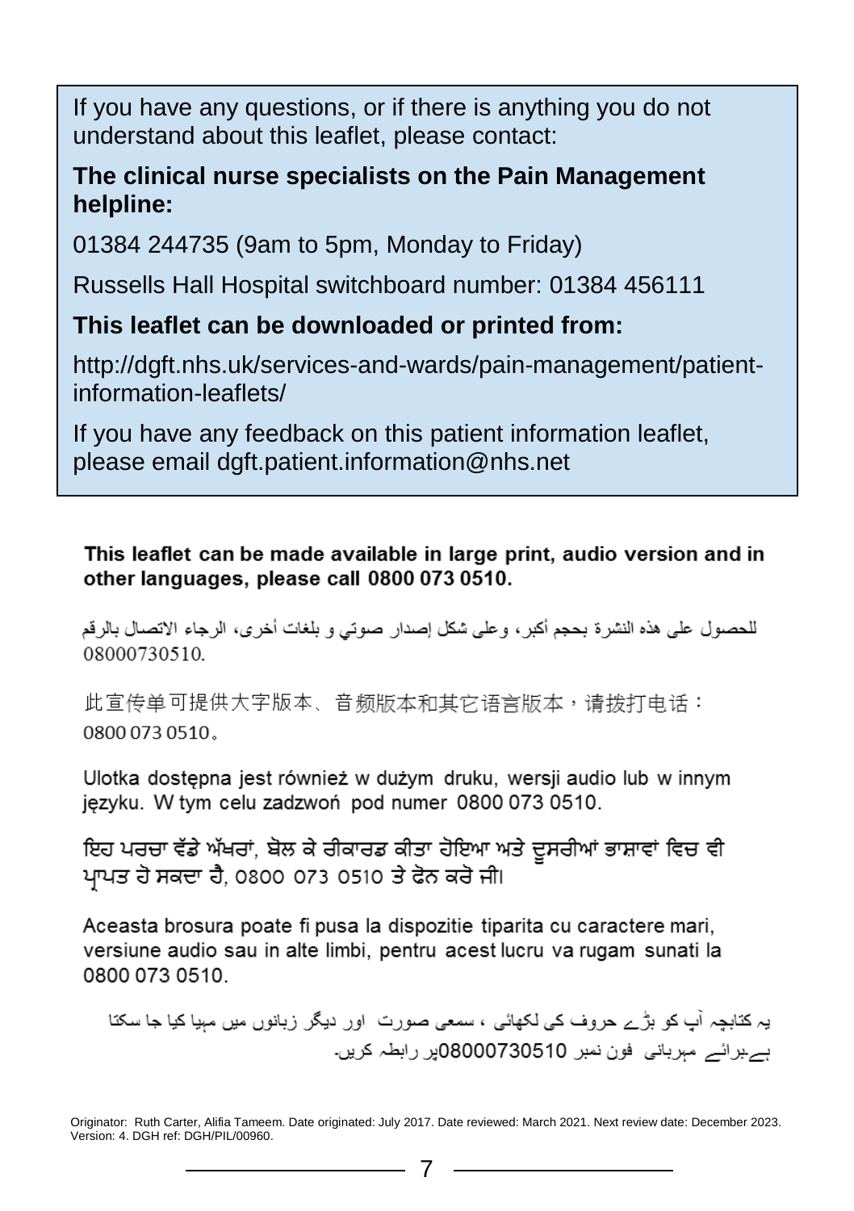If you have any questions, or if there is anything you do not understand about this leaflet, please contact:

**The clinical nurse specialists on the Pain Management helpline:**

01384 244735 (9am to 5pm, Monday to Friday)

Russells Hall Hospital switchboard number: 01384 456111

**This leaflet can be downloaded or printed from:**

http://dgft.nhs.uk/services-and-wards/pain-management/patient-information-leaflets/

If you have any feedback on this patient information leaflet, please email dgft.patient.information@nhs.net

**This leaflet can be made available in large print, audio version and in other languages, please call 0800 073 0510.**

للحصول على هذه النشرة بحجم أكبر، وعلى شكل إصدار صوتي و بلغات أخرى، الرجاء الاتصال بالرقم 08000730510.

此宣传单可提供大字版本、音频版本和其它语言版本，请拨打电话：0800 073 0510。

Ulotka dostępna jest również w dużym druku, wersji audio lub w innym języku. W tym celu zadzwoń pod numer 0800 073 0510.

ਇਹ ਪਰਚਾ ਵੱਡੇ ਅੱਖਰਾਂ, ਬੋਲ ਕੇ ਰੀਕਾਰਡ ਕੀਤਾ ਹੋਇਆ ਅਤੇ ਦੂਸਰੀਆਂ ਭਾਸ਼ਾਵਾਂ ਵਿਚ ਵੀ ਪ੍ਰਾਪਤ ਹੋ ਸਕਦਾ ਹੈ, 0800 073 0510 ਤੇ ਫੋਨ ਕਰੋ ਜੀ।

Aceasta brosura poate fi pusa la dispozitie tiparita cu caractere mari, versiune audio sau in alte limbi, pentru acest lucru va rugam sunati la 0800 073 0510.

یہ کتابچہ آپ کو بڑے حروف کی لکھائی ، سمعی صورت اور دیگر زبانوں میں مہیا کیا جا سکتا ہے۔برائے مہربانی فون نمبر 08000730510پر رابطہ کریں۔

Originator: Ruth Carter, Alifia Tameem. Date originated: July 2017. Date reviewed: March 2021. Next review date: December 2023. Version: 4. DGH ref: DGH/PIL/00960.